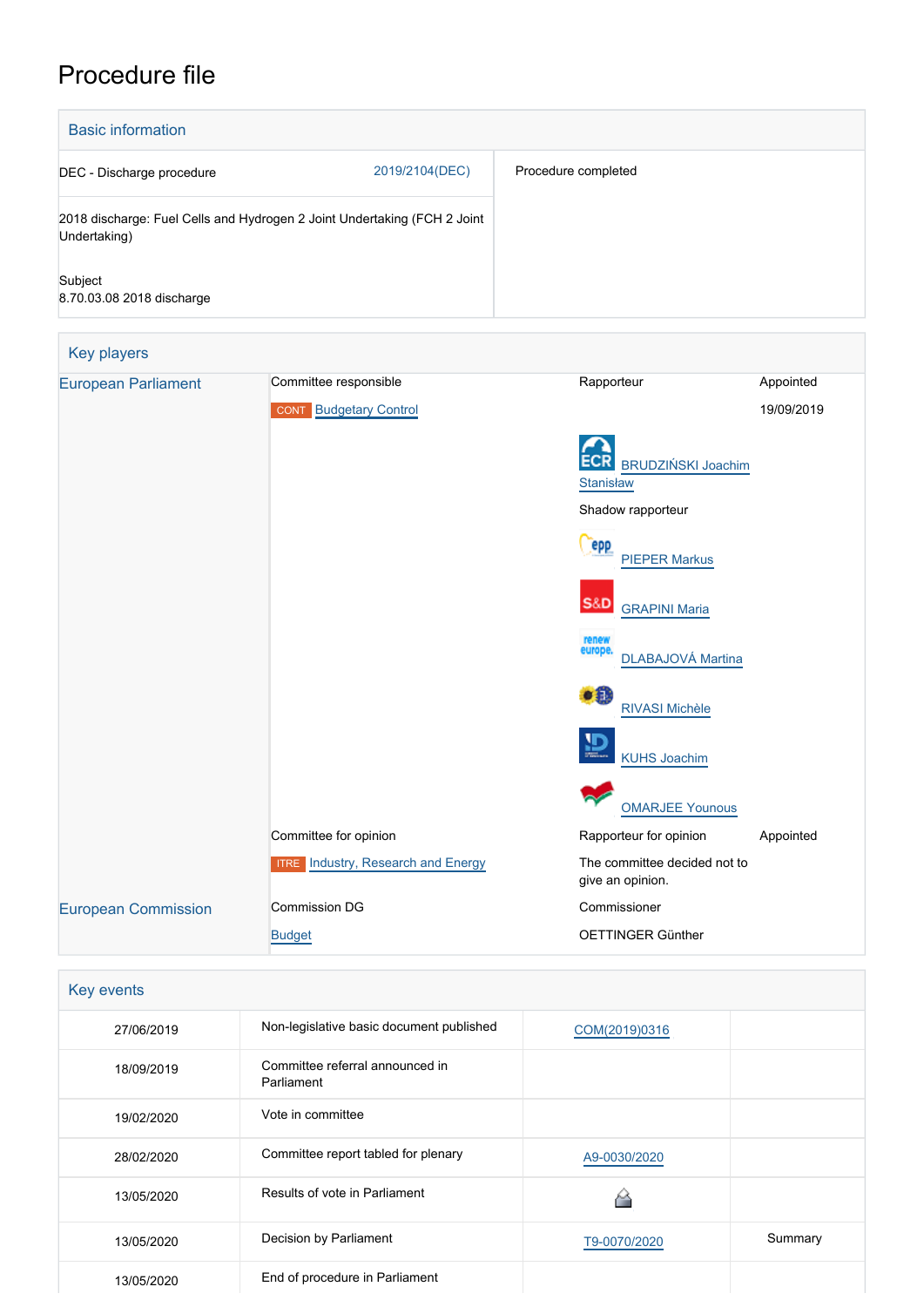# Procedure file

## Basic information

| | |
|---|---|
| DEC - Discharge procedure 2019/2104(DEC) | Procedure completed |
| 2018 discharge: Fuel Cells and Hydrogen 2 Joint Undertaking (FCH 2 Joint Undertaking) | |
| Subject<br>8.70.03.08 2018 discharge | |

## Key players

| | | | |
|---|---|---|---|
| European Parliament | Committee responsible | Rapporteur | Appointed |
| | CONT Budgetary Control | | 19/09/2019 |
| | | ECR BRUDZIŃSKI Joachim Stanisław | |
| | | Shadow rapporteur | |
| | | EPP PIEPER Markus | |
| | | S&D GRAPINI Maria | |
| | | Renew Europe DLABAJOVÁ Martina | |
| | | Verts/ALE RIVASI Michèle | |
| | | ID KUHS Joachim | |
| | | GUE/NGL OMARJEE Younous | |
| | Committee for opinion | Rapporteur for opinion | Appointed |
| | ITRE Industry, Research and Energy | The committee decided not to give an opinion. | |
| European Commission | Commission DG | Commissioner | |
| | Budget | OETTINGER Günther | |

## Key events

| | | | |
|---|---|---|---|
| 27/06/2019 | Non-legislative basic document published | COM(2019)0316 | |
| 18/09/2019 | Committee referral announced in Parliament | | |
| 19/02/2020 | Vote in committee | | |
| 28/02/2020 | Committee report tabled for plenary | A9-0030/2020 | |
| 13/05/2020 | Results of vote in Parliament | | |
| 13/05/2020 | Decision by Parliament | T9-0070/2020 | Summary |
| 13/05/2020 | End of procedure in Parliament | | |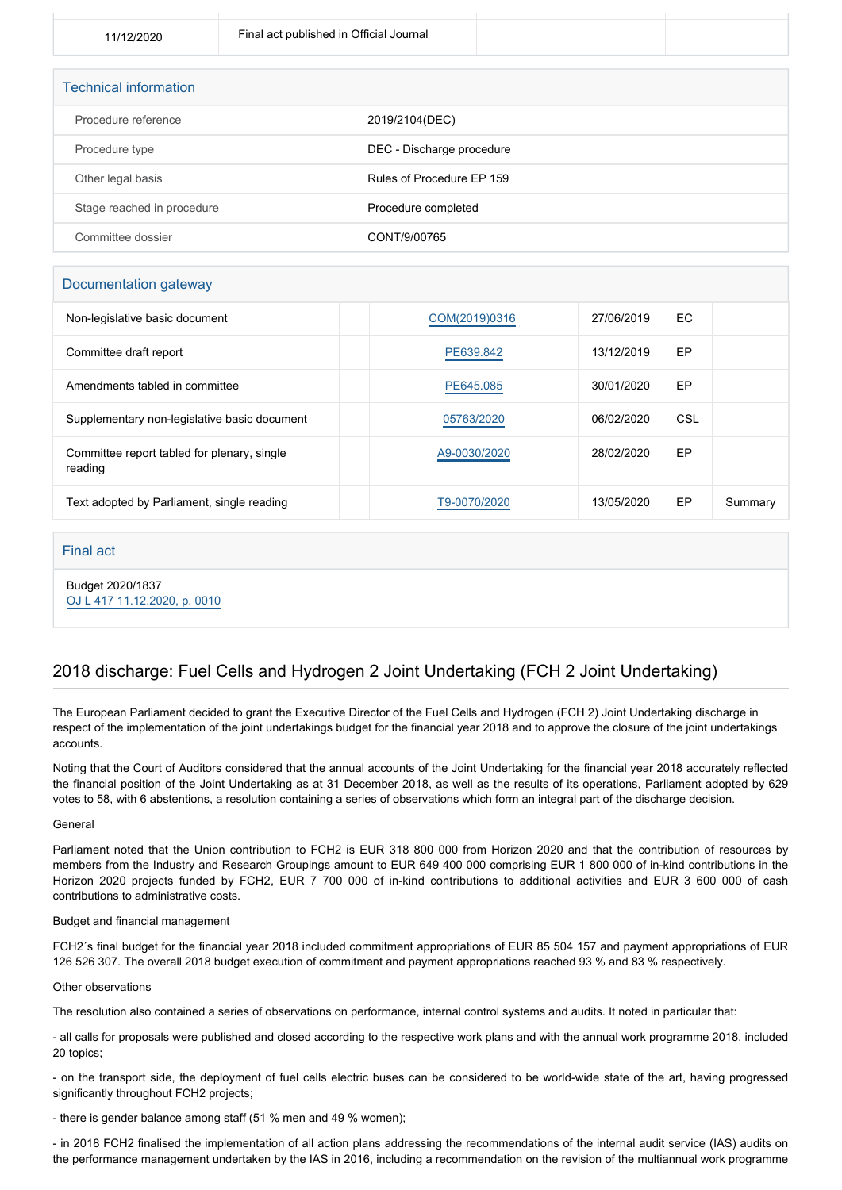| 11/12/2020 | Final act published in Official Journal | | |
|---|---|---|---|

## Technical information

| | |
|---|---|
| Procedure reference | 2019/2104(DEC) |
| Procedure type | DEC - Discharge procedure |
| Other legal basis | Rules of Procedure EP 159 |
| Stage reached in procedure | Procedure completed |
| Committee dossier | CONT/9/00765 |

## Documentation gateway

| | | | | | |
|---|---|---|---|---|---|
| Non-legislative basic document | | COM(2019)0316 | 27/06/2019 | EC | |
| Committee draft report | | PE639.842 | 13/12/2019 | EP | |
| Amendments tabled in committee | | PE645.085 | 30/01/2020 | EP | |
| Supplementary non-legislative basic document | | 05763/2020 | 06/02/2020 | CSL | |
| Committee report tabled for plenary, single reading | | A9-0030/2020 | 28/02/2020 | EP | |
| Text adopted by Parliament, single reading | | T9-0070/2020 | 13/05/2020 | EP | Summary |

## Final act

Budget 2020/1837
OJ L 417 11.12.2020, p. 0010

## 2018 discharge: Fuel Cells and Hydrogen 2 Joint Undertaking (FCH 2 Joint Undertaking)

The European Parliament decided to grant the Executive Director of the Fuel Cells and Hydrogen (FCH 2) Joint Undertaking discharge in respect of the implementation of the joint undertakings budget for the financial year 2018 and to approve the closure of the joint undertakings accounts.

Noting that the Court of Auditors considered that the annual accounts of the Joint Undertaking for the financial year 2018 accurately reflected the financial position of the Joint Undertaking as at 31 December 2018, as well as the results of its operations, Parliament adopted by 629 votes to 58, with 6 abstentions, a resolution containing a series of observations which form an integral part of the discharge decision.

General

Parliament noted that the Union contribution to FCH2 is EUR 318 800 000 from Horizon 2020 and that the contribution of resources by members from the Industry and Research Groupings amount to EUR 649 400 000 comprising EUR 1 800 000 of in-kind contributions in the Horizon 2020 projects funded by FCH2, EUR 7 700 000 of in-kind contributions to additional activities and EUR 3 600 000 of cash contributions to administrative costs.

Budget and financial management

FCH2´s final budget for the financial year 2018 included commitment appropriations of EUR 85 504 157 and payment appropriations of EUR 126 526 307. The overall 2018 budget execution of commitment and payment appropriations reached 93 % and 83 % respectively.

Other observations

The resolution also contained a series of observations on performance, internal control systems and audits. It noted in particular that:

- all calls for proposals were published and closed according to the respective work plans and with the annual work programme 2018, included 20 topics;

- on the transport side, the deployment of fuel cells electric buses can be considered to be world-wide state of the art, having progressed significantly throughout FCH2 projects;

- there is gender balance among staff (51 % men and 49 % women);

- in 2018 FCH2 finalised the implementation of all action plans addressing the recommendations of the internal audit service (IAS) audits on the performance management undertaken by the IAS in 2016, including a recommendation on the revision of the multiannual work programme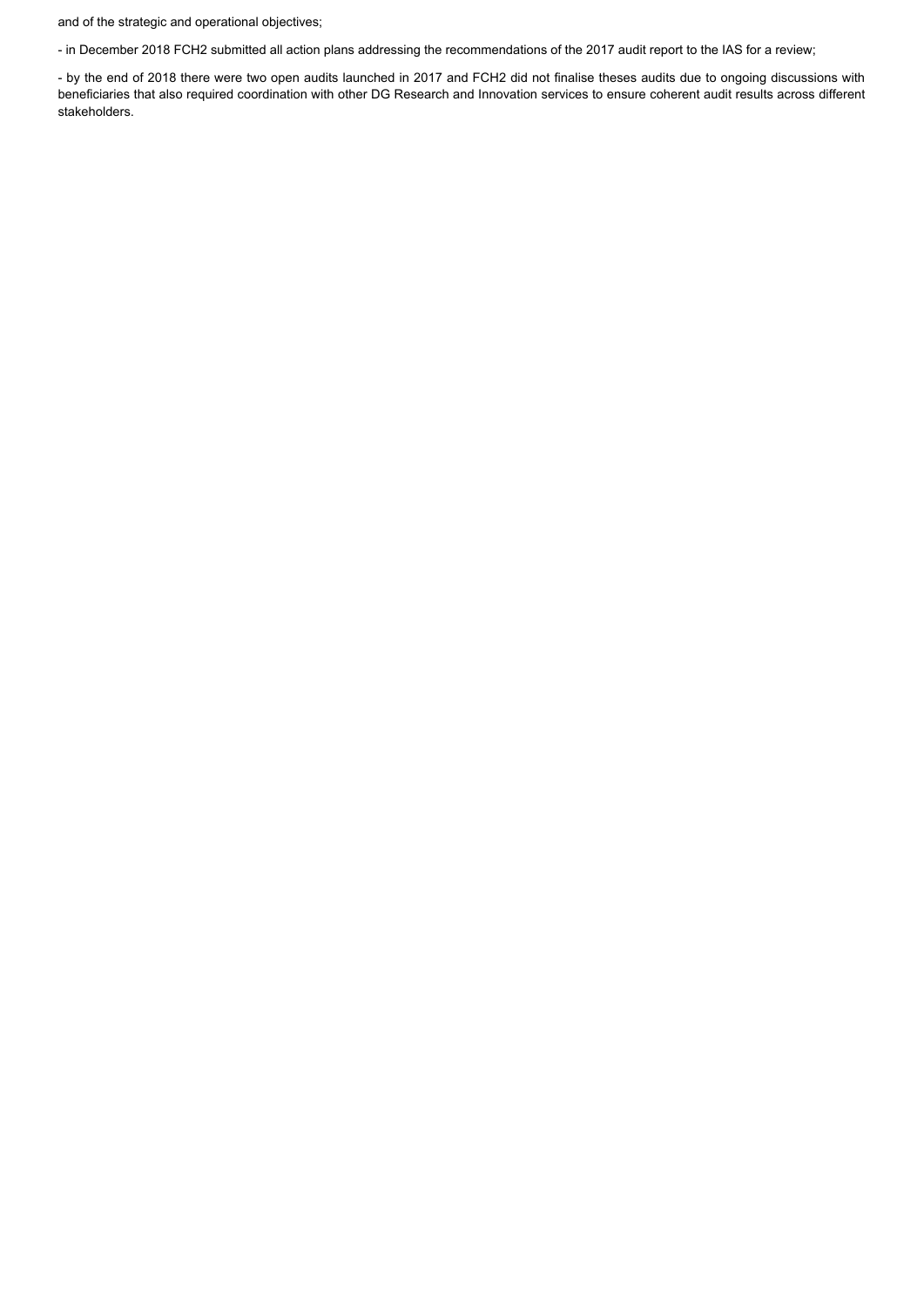and of the strategic and operational objectives;

- in December 2018 FCH2 submitted all action plans addressing the recommendations of the 2017 audit report to the IAS for a review;

- by the end of 2018 there were two open audits launched in 2017 and FCH2 did not finalise theses audits due to ongoing discussions with beneficiaries that also required coordination with other DG Research and Innovation services to ensure coherent audit results across different stakeholders.